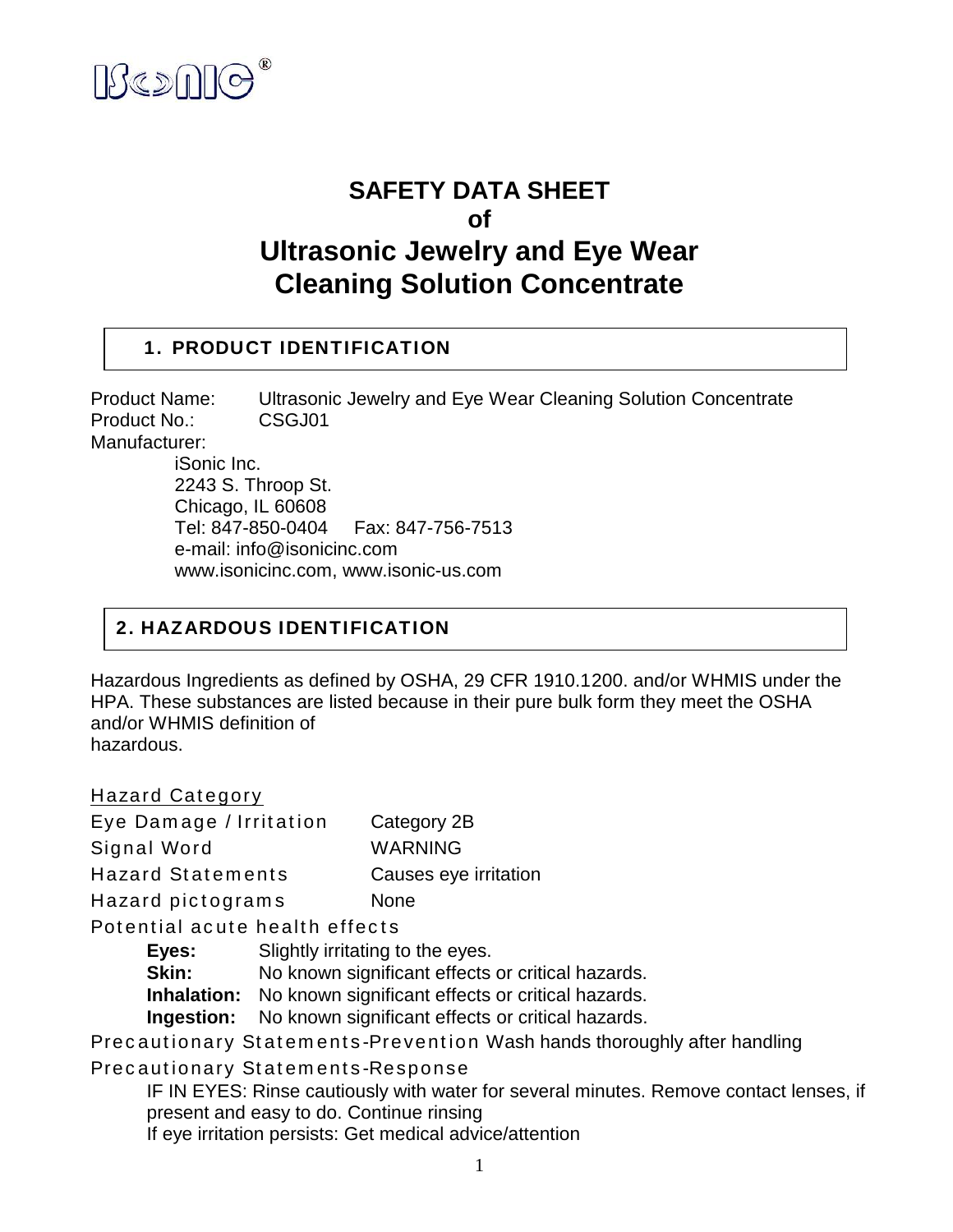iSonic®

# SAFETY DATA SHEET
# of
# Ultrasonic Jewelry and Eye Wear Cleaning Solution Concentrate

## 1. PRODUCT IDENTIFICATION

Product Name: Ultrasonic Jewelry and Eye Wear Cleaning Solution Concentrate
Product No.: CSGJ01
Manufacturer:

iSonic Inc.
2243 S. Throop St.
Chicago, IL 60608
Tel: 847-850-0404 Fax: 847-756-7513
e-mail: info@isonicinc.com
www.isonicinc.com, www.isonic-us.com

## 2. HAZARDOUS IDENTIFICATION

Hazardous Ingredients as defined by OSHA, 29 CFR 1910.1200. and/or WHMIS under the HPA. These substances are listed because in their pure bulk form they meet the OSHA and/or WHMIS definition of hazardous.

Hazard Category

| | |
|---|---|
| Eye Damage / Irritation | Category 2B |
| Signal Word | WARNING |
| Hazard Statements | Causes eye irritation |
| Hazard pictograms | None |

Potential acute health effects

- **Eyes:** Slightly irritating to the eyes.
- **Skin:** No known significant effects or critical hazards.
- **Inhalation:** No known significant effects or critical hazards.
- **Ingestion:** No known significant effects or critical hazards.

Precautionary Statements-Prevention Wash hands thoroughly after handling

Precautionary Statements-Response

IF IN EYES: Rinse cautiously with water for several minutes. Remove contact lenses, if present and easy to do. Continue rinsing
If eye irritation persists: Get medical advice/attention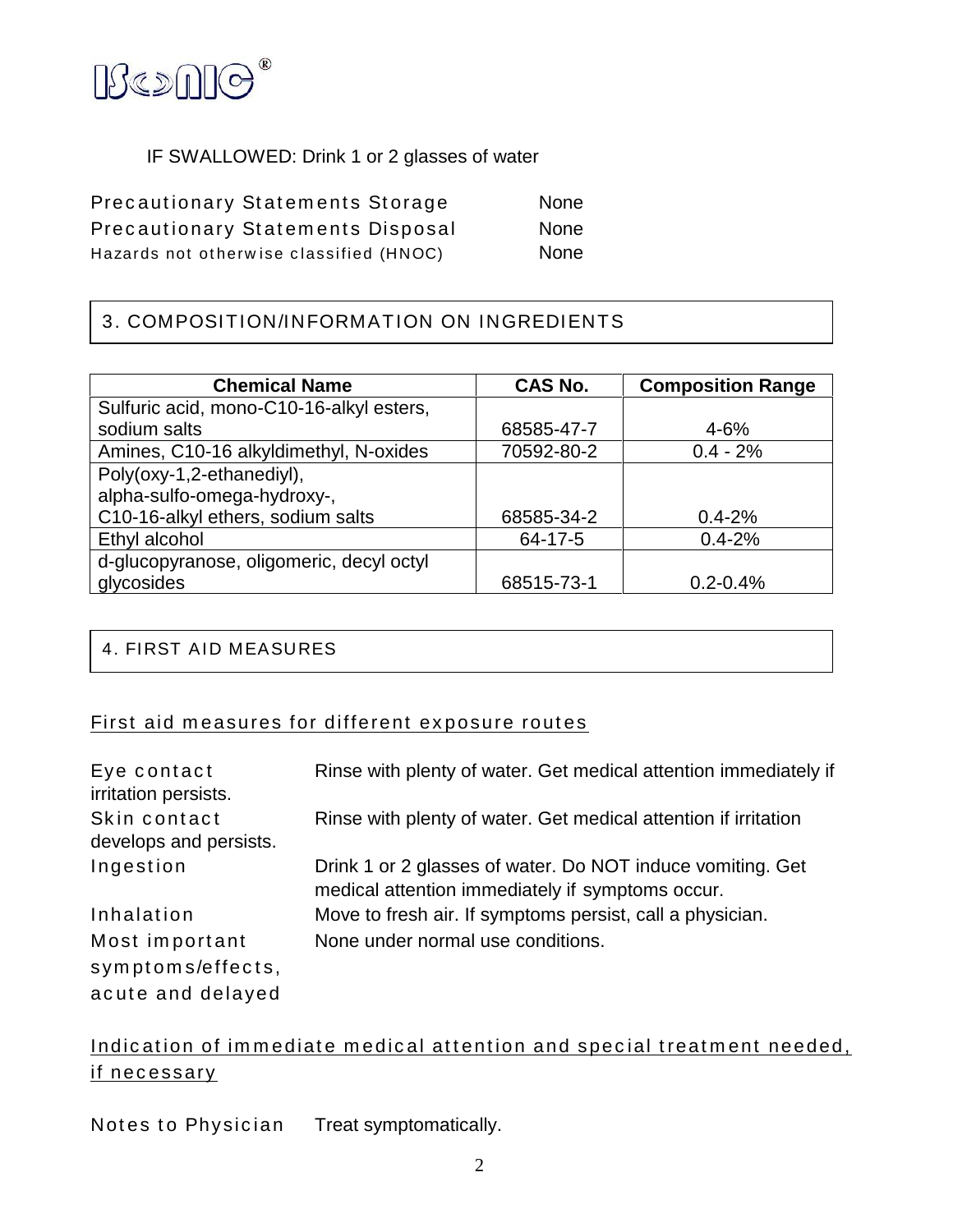IF SWALLOWED: Drink 1 or 2 glasses of water

| | |
|---|---|
| Precautionary Statements Storage | None |
| Precautionary Statements Disposal | None |
| Hazards not otherwise classified (HNOC) | None |

## 3. COMPOSITION/INFORMATION ON INGREDIENTS

| Chemical Name | CAS No. | Composition Range |
|---|---|---|
| Sulfuric acid, mono-C10-16-alkyl esters, sodium salts | 68585-47-7 | 4-6% |
| Amines, C10-16 alkyldimethyl, N-oxides | 70592-80-2 | 0.4 - 2% |
| Poly(oxy-1,2-ethanediyl), alpha-sulfo-omega-hydroxy-, C10-16-alkyl ethers, sodium salts | 68585-34-2 | 0.4-2% |
| Ethyl alcohol | 64-17-5 | 0.4-2% |
| d-glucopyranose, oligomeric, decyl octyl glycosides | 68515-73-1 | 0.2-0.4% |

## 4. FIRST AID MEASURES

### First aid measures for different exposure routes

| | |
|---|---|
| Eye contact | Rinse with plenty of water. Get medical attention immediately if irritation persists. |
| Skin contact | Rinse with plenty of water. Get medical attention if irritation develops and persists. |
| Ingestion | Drink 1 or 2 glasses of water. Do NOT induce vomiting. Get medical attention immediately if symptoms occur. |
| Inhalation | Move to fresh air. If symptoms persist, call a physician. |
| Most important symptoms/effects, acute and delayed | None under normal use conditions. |

### Indication of immediate medical attention and special treatment needed, if necessary

Notes to Physician: Treat symptomatically.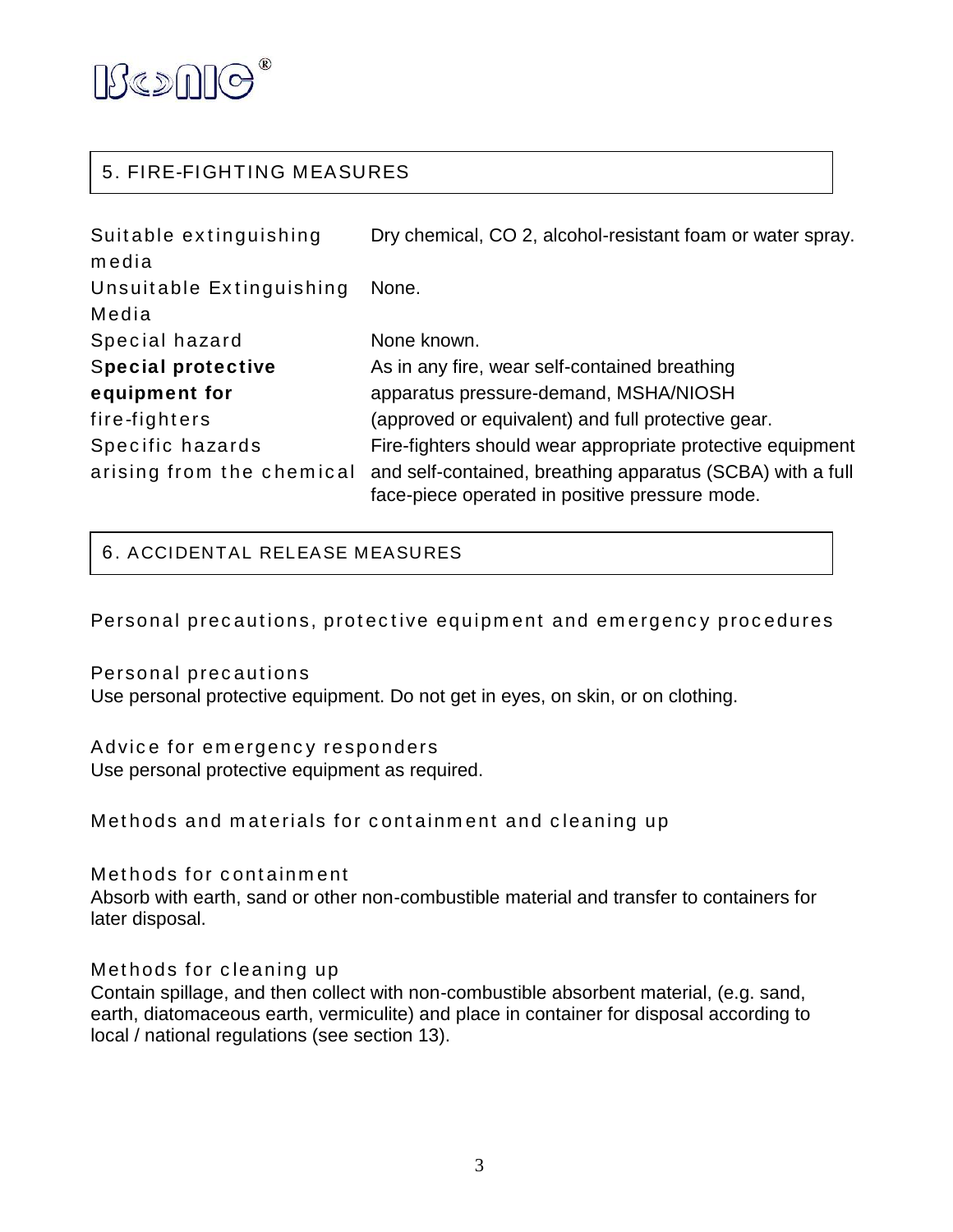## 5. FIRE-FIGHTING MEASURES

| | |
|---|---|
| Suitable extinguishing media | Dry chemical, CO 2, alcohol-resistant foam or water spray. |
| Unsuitable Extinguishing Media | None. |
| Special hazard | None known. |
| **Special protective equipment for** fire-fighters | As in any fire, wear self-contained breathing apparatus pressure-demand, MSHA/NIOSH (approved or equivalent) and full protective gear. |
| Specific hazards arising from the chemical | Fire-fighters should wear appropriate protective equipment and self-contained, breathing apparatus (SCBA) with a full face-piece operated in positive pressure mode. |

## 6. ACCIDENTAL RELEASE MEASURES

### Personal precautions, protective equipment and emergency procedures

Personal precautions
Use personal protective equipment. Do not get in eyes, on skin, or on clothing.

Advice for emergency responders
Use personal protective equipment as required.

### Methods and materials for containment and cleaning up

Methods for containment
Absorb with earth, sand or other non-combustible material and transfer to containers for later disposal.

Methods for cleaning up
Contain spillage, and then collect with non-combustible absorbent material, (e.g. sand, earth, diatomaceous earth, vermiculite) and place in container for disposal according to local / national regulations (see section 13).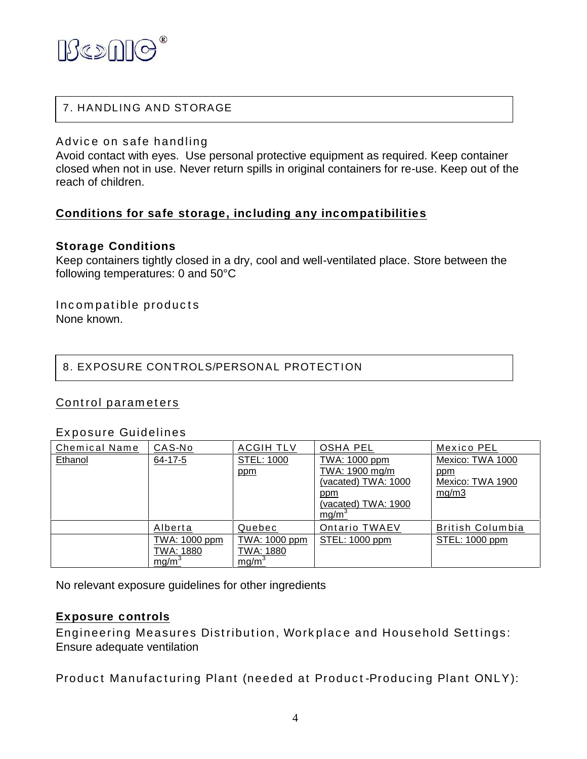## 7. HANDLING AND STORAGE

### Advice on safe handling

Avoid contact with eyes. Use personal protective equipment as required. Keep container closed when not in use. Never return spills in original containers for re-use. Keep out of the reach of children.

### Conditions for safe storage, including any incompatibilities

**Storage Conditions**

Keep containers tightly closed in a dry, cool and well-ventilated place. Store between the following temperatures: 0 and 50°C

Incompatible products

None known.

## 8. EXPOSURE CONTROLS/PERSONAL PROTECTION

### Control parameters

Exposure Guidelines

| Chemical Name | CAS-No | ACGIH TLV | OSHA PEL | Mexico PEL |
|---|---|---|---|---|
| Ethanol | 64-17-5 | STEL: 1000 ppm | TWA: 1000 ppm<br>TWA: 1900 mg/m<br>(vacated) TWA: 1000 ppm<br>(vacated) TWA: 1900 mg/m$^3$ | Mexico: TWA 1000 ppm<br>Mexico: TWA 1900 mg/m3 |
| | Alberta | Quebec | Ontario TWAEV | British Columbia |
| | TWA: 1000 ppm<br>TWA: 1880 mg/m$^3$ | TWA: 1000 ppm<br>TWA: 1880 mg/m$^3$ | STEL: 1000 ppm | STEL: 1000 ppm |

No relevant exposure guidelines for other ingredients

### Exposure controls

Engineering Measures Distribution, Workplace and Household Settings:
Ensure adequate ventilation

Product Manufacturing Plant (needed at Product-Producing Plant ONLY):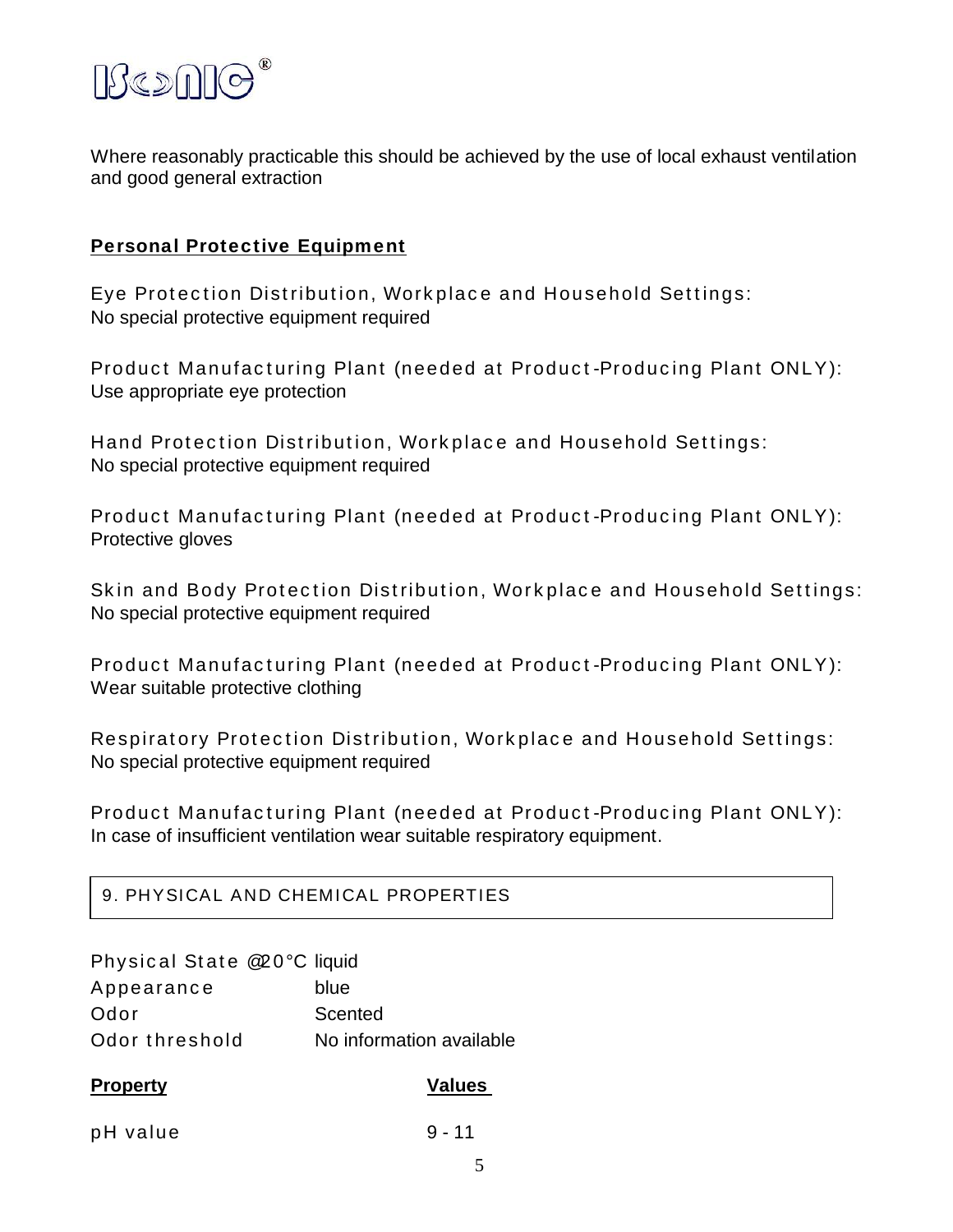Where reasonably practicable this should be achieved by the use of local exhaust ventilation and good general extraction

## Personal Protective Equipment

Eye Protection Distribution, Workplace and Household Settings:
No special protective equipment required

Product Manufacturing Plant (needed at Product-Producing Plant ONLY):
Use appropriate eye protection

Hand Protection Distribution, Workplace and Household Settings:
No special protective equipment required

Product Manufacturing Plant (needed at Product-Producing Plant ONLY):
Protective gloves

Skin and Body Protection Distribution, Workplace and Household Settings:
No special protective equipment required

Product Manufacturing Plant (needed at Product-Producing Plant ONLY):
Wear suitable protective clothing

Respiratory Protection Distribution, Workplace and Household Settings:
No special protective equipment required

Product Manufacturing Plant (needed at Product-Producing Plant ONLY):
In case of insufficient ventilation wear suitable respiratory equipment.

## 9. PHYSICAL AND CHEMICAL PROPERTIES

Physical State @20°C liquid
Appearance blue
Odor Scented
Odor threshold No information available

| Property | Values |
| --- | --- |
| pH value | 9 - 11 |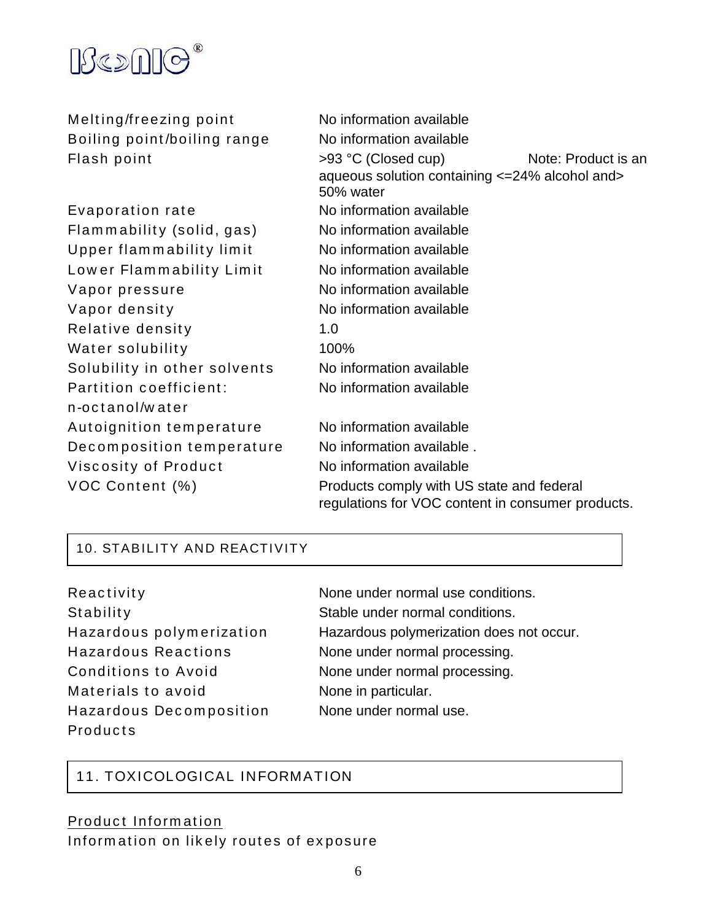| | |
|---|---|
| Melting/freezing point | No information available |
| Boiling point/boiling range | No information available |
| Flash point | >93 °C (Closed cup) Note: Product is an aqueous solution containing <=24% alcohol and> 50% water |
| Evaporation rate | No information available |
| Flammability (solid, gas) | No information available |
| Upper flammability limit | No information available |
| Lower Flammability Limit | No information available |
| Vapor pressure | No information available |
| Vapor density | No information available |
| Relative density | 1.0 |
| Water solubility | 100% |
| Solubility in other solvents | No information available |
| Partition coefficient: n-octanol/water | No information available |
| Autoignition temperature | No information available |
| Decomposition temperature | No information available . |
| Viscosity of Product | No information available |
| VOC Content (%) | Products comply with US state and federal regulations for VOC content in consumer products. |

## 10. STABILITY AND REACTIVITY

| | |
|---|---|
| Reactivity | None under normal use conditions. |
| Stability | Stable under normal conditions. |
| Hazardous polymerization | Hazardous polymerization does not occur. |
| Hazardous Reactions | None under normal processing. |
| Conditions to Avoid | None under normal processing. |
| Materials to avoid | None in particular. |
| Hazardous Decomposition Products | None under normal use. |

## 11. TOXICOLOGICAL INFORMATION

Product Information

Information on likely routes of exposure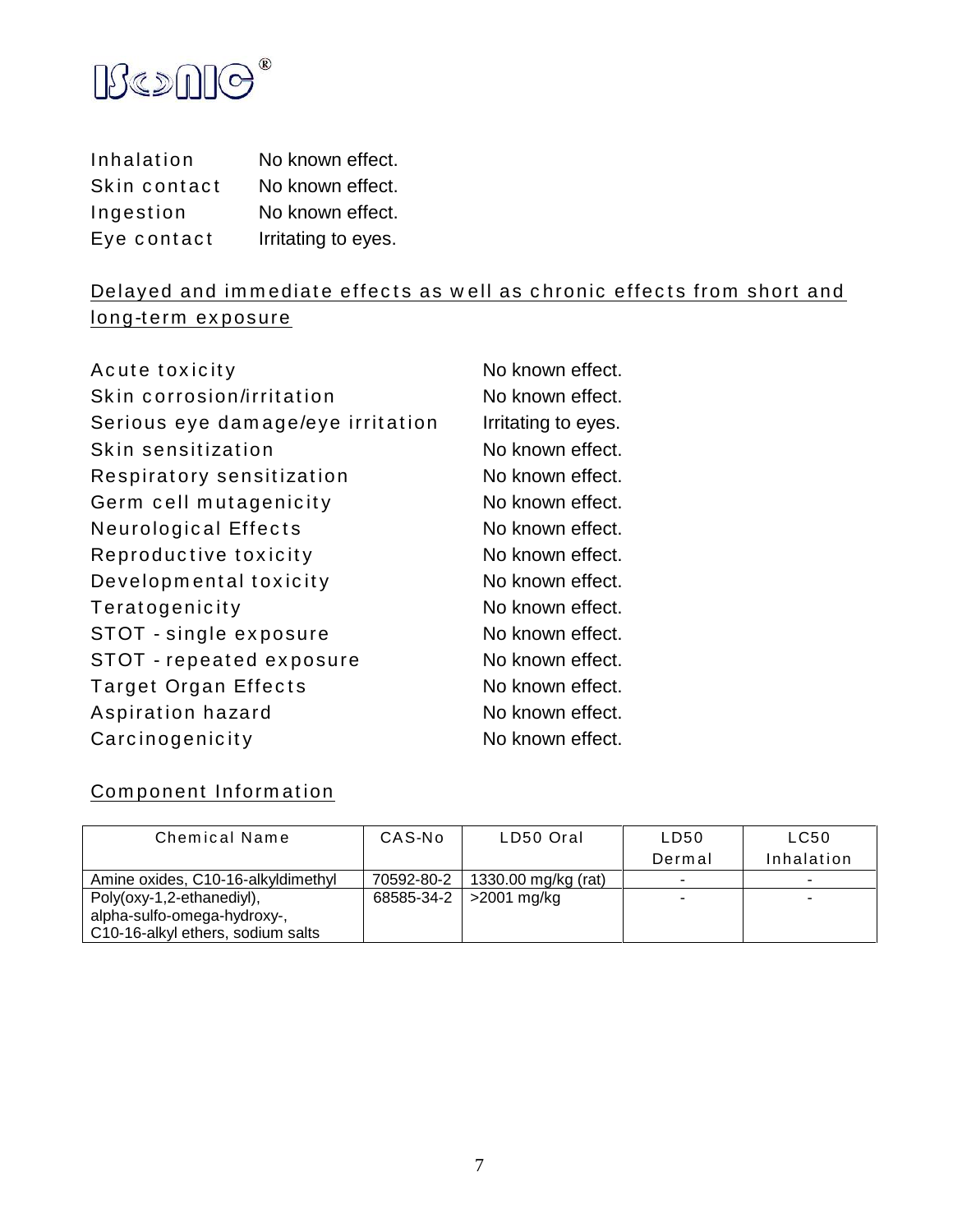| | |
|---|---|
| Inhalation | No known effect. |
| Skin contact | No known effect. |
| Ingestion | No known effect. |
| Eye contact | Irritating to eyes. |

## Delayed and immediate effects as well as chronic effects from short and long-term exposure

| | |
|---|---|
| Acute toxicity | No known effect. |
| Skin corrosion/irritation | No known effect. |
| Serious eye damage/eye irritation | Irritating to eyes. |
| Skin sensitization | No known effect. |
| Respiratory sensitization | No known effect. |
| Germ cell mutagenicity | No known effect. |
| Neurological Effects | No known effect. |
| Reproductive toxicity | No known effect. |
| Developmental toxicity | No known effect. |
| Teratogenicity | No known effect. |
| STOT - single exposure | No known effect. |
| STOT - repeated exposure | No known effect. |
| Target Organ Effects | No known effect. |
| Aspiration hazard | No known effect. |
| Carcinogenicity | No known effect. |

## Component Information

| Chemical Name | CAS-No | LD50 Oral | LD50 Dermal | LC50 Inhalation |
|---|---|---|---|---|
| Amine oxides, C10-16-alkyldimethyl | 70592-80-2 | 1330.00 mg/kg (rat) | - | - |
| Poly(oxy-1,2-ethanediyl), alpha-sulfo-omega-hydroxy-, C10-16-alkyl ethers, sodium salts | 68585-34-2 | >2001 mg/kg | - | - |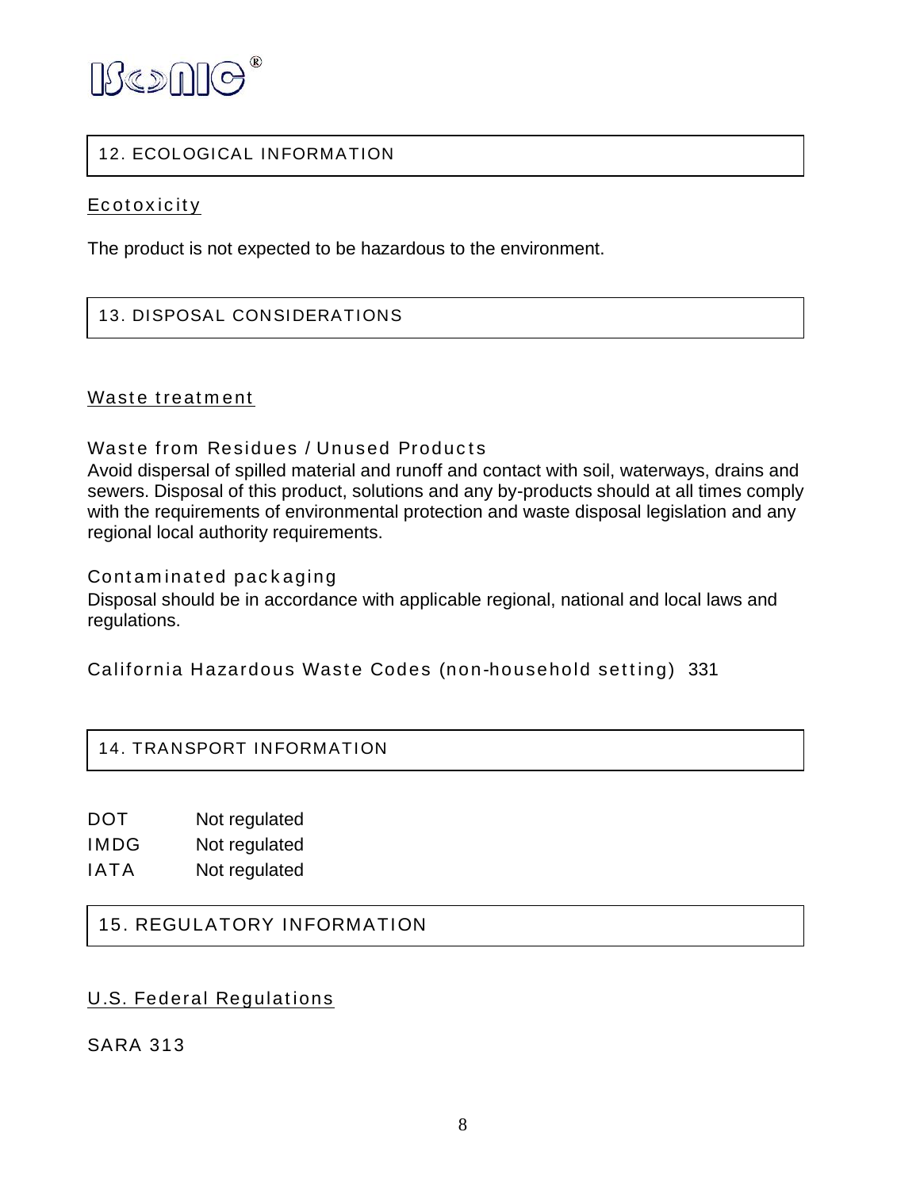## 12. ECOLOGICAL INFORMATION

### Ecotoxicity

The product is not expected to be hazardous to the environment.

## 13. DISPOSAL CONSIDERATIONS

### Waste treatment

Waste from Residues / Unused Products

Avoid dispersal of spilled material and runoff and contact with soil, waterways, drains and sewers. Disposal of this product, solutions and any by-products should at all times comply with the requirements of environmental protection and waste disposal legislation and any regional local authority requirements.

Contaminated packaging

Disposal should be in accordance with applicable regional, national and local laws and regulations.

California Hazardous Waste Codes (non-household setting) 331

## 14. TRANSPORT INFORMATION

| | |
|---|---|
| DOT | Not regulated |
| IMDG | Not regulated |
| IATA | Not regulated |

## 15. REGULATORY INFORMATION

### U.S. Federal Regulations

SARA 313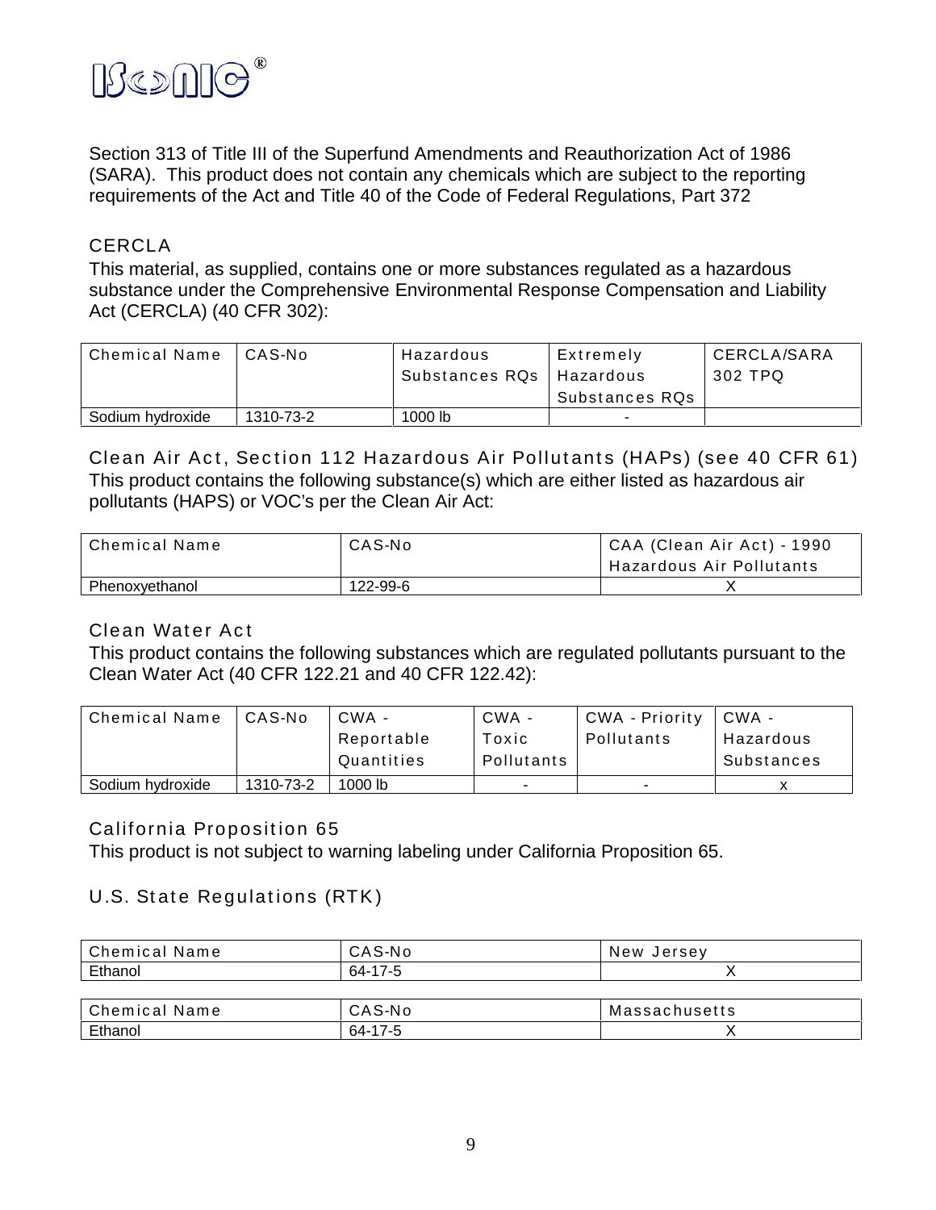Section 313 of Title III of the Superfund Amendments and Reauthorization Act of 1986 (SARA). This product does not contain any chemicals which are subject to the reporting requirements of the Act and Title 40 of the Code of Federal Regulations, Part 372

## CERCLA

This material, as supplied, contains one or more substances regulated as a hazardous substance under the Comprehensive Environmental Response Compensation and Liability Act (CERCLA) (40 CFR 302):

| Chemical Name | CAS-No | Hazardous Substances RQs | Extremely Hazardous Substances RQs | CERCLA/SARA 302 TPQ |
|---|---|---|---|---|
| Sodium hydroxide | 1310-73-2 | 1000 lb | - | |

## Clean Air Act, Section 112 Hazardous Air Pollutants (HAPs) (see 40 CFR 61)

This product contains the following substance(s) which are either listed as hazardous air pollutants (HAPS) or VOC's per the Clean Air Act:

| Chemical Name | CAS-No | CAA (Clean Air Act) - 1990 Hazardous Air Pollutants |
|---|---|---|
| Phenoxyethanol | 122-99-6 | X |

## Clean Water Act

This product contains the following substances which are regulated pollutants pursuant to the Clean Water Act (40 CFR 122.21 and 40 CFR 122.42):

| Chemical Name | CAS-No | CWA - Reportable Quantities | CWA - Toxic Pollutants | CWA - Priority Pollutants | CWA - Hazardous Substances |
|---|---|---|---|---|---|
| Sodium hydroxide | 1310-73-2 | 1000 lb | - | - | x |

## California Proposition 65

This product is not subject to warning labeling under California Proposition 65.

## U.S. State Regulations (RTK)

| Chemical Name | CAS-No | New Jersey |
|---|---|---|
| Ethanol | 64-17-5 | X |

| Chemical Name | CAS-No | Massachusetts |
|---|---|---|
| Ethanol | 64-17-5 | X |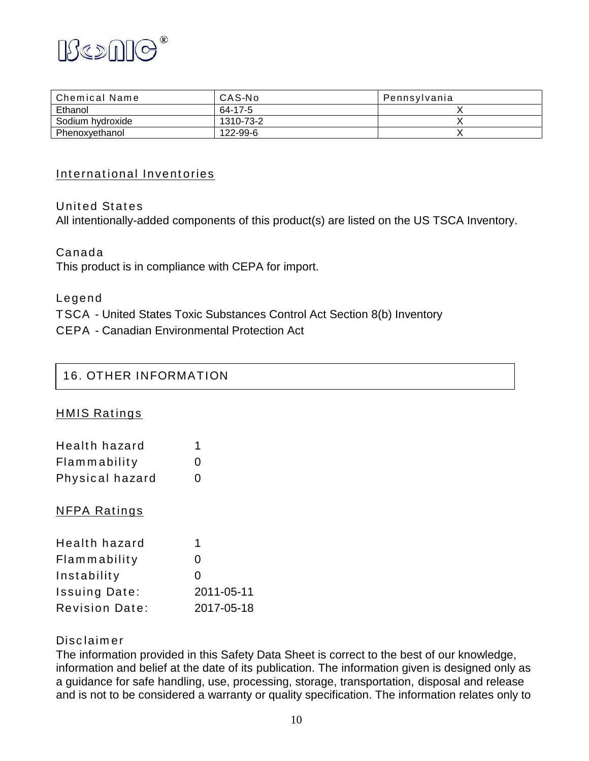| Chemical Name | CAS-No | Pennsylvania |
|---|---|---|
| Ethanol | 64-17-5 | X |
| Sodium hydroxide | 1310-73-2 | X |
| Phenoxyethanol | 122-99-6 | X |

International Inventories

United States

All intentionally-added components of this product(s) are listed on the US TSCA Inventory.

Canada

This product is in compliance with CEPA for import.

Legend

TSCA - United States Toxic Substances Control Act Section 8(b) Inventory

CEPA - Canadian Environmental Protection Act

## 16. OTHER INFORMATION

HMIS Ratings

| Health hazard | 1 |
|---|---|
| Flammability | 0 |
| Physical hazard | 0 |

NFPA Ratings

| Health hazard | 1 |
|---|---|
| Flammability | 0 |
| Instability | 0 |
| Issuing Date: | 2011-05-11 |
| Revision Date: | 2017-05-18 |

Disclaimer

The information provided in this Safety Data Sheet is correct to the best of our knowledge, information and belief at the date of its publication. The information given is designed only as a guidance for safe handling, use, processing, storage, transportation, disposal and release and is not to be considered a warranty or quality specification. The information relates only to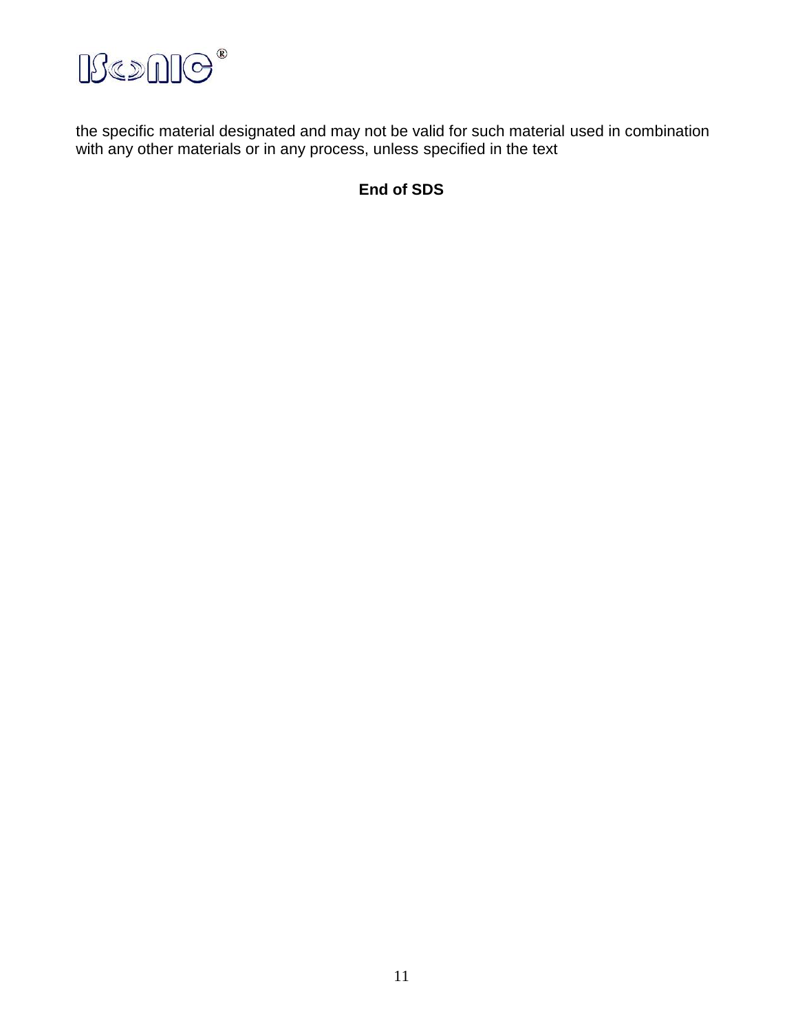the specific material designated and may not be valid for such material used in combination with any other materials or in any process, unless specified in the text

**End of SDS**